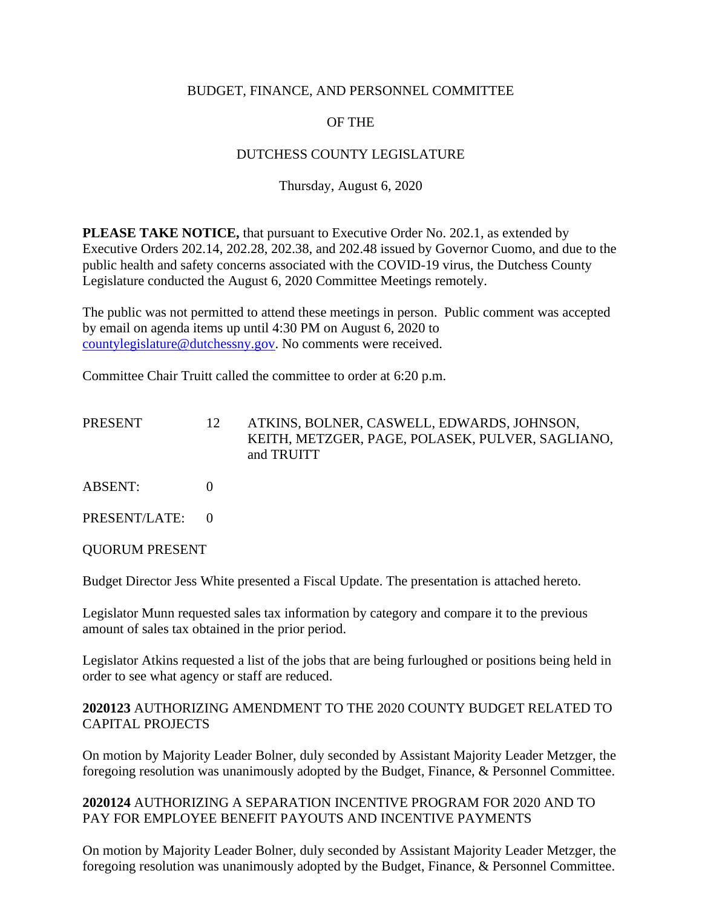BUDGET, FINANCE, AND PERSONNEL COMMITTEE

OF THE

DUTCHESS COUNTY LEGISLATURE

Thursday, August 6, 2020

**PLEASE TAKE NOTICE,** that pursuant to Executive Order No. 202.1, as extended by Executive Orders 202.14, 202.28, 202.38, and 202.48 issued by Governor Cuomo, and due to the public health and safety concerns associated with the COVID-19 virus, the Dutchess County Legislature conducted the August 6, 2020 Committee Meetings remotely.

The public was not permitted to attend these meetings in person. Public comment was accepted by email on agenda items up until 4:30 PM on August 6, 2020 to countylegislature@dutchessny.gov. No comments were received.

Committee Chair Truitt called the committee to order at 6:20 p.m.

| | | |
|---|---|---|
| PRESENT | 12 | ATKINS, BOLNER, CASWELL, EDWARDS, JOHNSON, KEITH, METZGER, PAGE, POLASEK, PULVER, SAGLIANO, and TRUITT |
| ABSENT: | 0 | |
| PRESENT/LATE: | 0 | |

QUORUM PRESENT

Budget Director Jess White presented a Fiscal Update. The presentation is attached hereto.

Legislator Munn requested sales tax information by category and compare it to the previous amount of sales tax obtained in the prior period.

Legislator Atkins requested a list of the jobs that are being furloughed or positions being held in order to see what agency or staff are reduced.

**2020123** AUTHORIZING AMENDMENT TO THE 2020 COUNTY BUDGET RELATED TO CAPITAL PROJECTS

On motion by Majority Leader Bolner, duly seconded by Assistant Majority Leader Metzger, the foregoing resolution was unanimously adopted by the Budget, Finance, & Personnel Committee.

**2020124** AUTHORIZING A SEPARATION INCENTIVE PROGRAM FOR 2020 AND TO PAY FOR EMPLOYEE BENEFIT PAYOUTS AND INCENTIVE PAYMENTS

On motion by Majority Leader Bolner, duly seconded by Assistant Majority Leader Metzger, the foregoing resolution was unanimously adopted by the Budget, Finance, & Personnel Committee.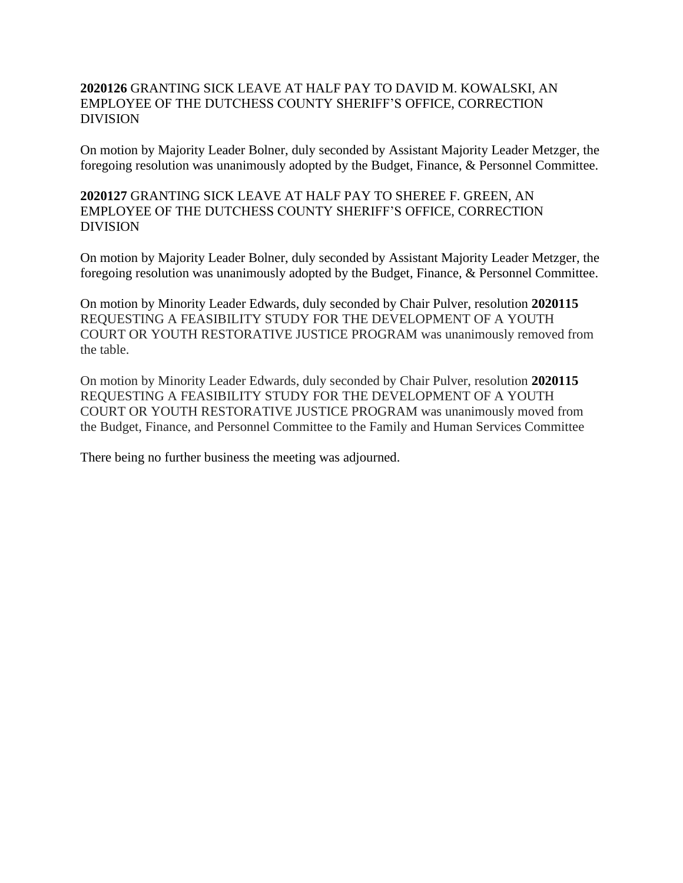**2020126** GRANTING SICK LEAVE AT HALF PAY TO DAVID M. KOWALSKI, AN EMPLOYEE OF THE DUTCHESS COUNTY SHERIFF'S OFFICE, CORRECTION DIVISION

On motion by Majority Leader Bolner, duly seconded by Assistant Majority Leader Metzger, the foregoing resolution was unanimously adopted by the Budget, Finance, & Personnel Committee.

**2020127** GRANTING SICK LEAVE AT HALF PAY TO SHEREE F. GREEN, AN EMPLOYEE OF THE DUTCHESS COUNTY SHERIFF'S OFFICE, CORRECTION DIVISION

On motion by Majority Leader Bolner, duly seconded by Assistant Majority Leader Metzger, the foregoing resolution was unanimously adopted by the Budget, Finance, & Personnel Committee.

On motion by Minority Leader Edwards, duly seconded by Chair Pulver, resolution **2020115** REQUESTING A FEASIBILITY STUDY FOR THE DEVELOPMENT OF A YOUTH COURT OR YOUTH RESTORATIVE JUSTICE PROGRAM was unanimously removed from the table.

On motion by Minority Leader Edwards, duly seconded by Chair Pulver, resolution **2020115** REQUESTING A FEASIBILITY STUDY FOR THE DEVELOPMENT OF A YOUTH COURT OR YOUTH RESTORATIVE JUSTICE PROGRAM was unanimously moved from the Budget, Finance, and Personnel Committee to the Family and Human Services Committee

There being no further business the meeting was adjourned.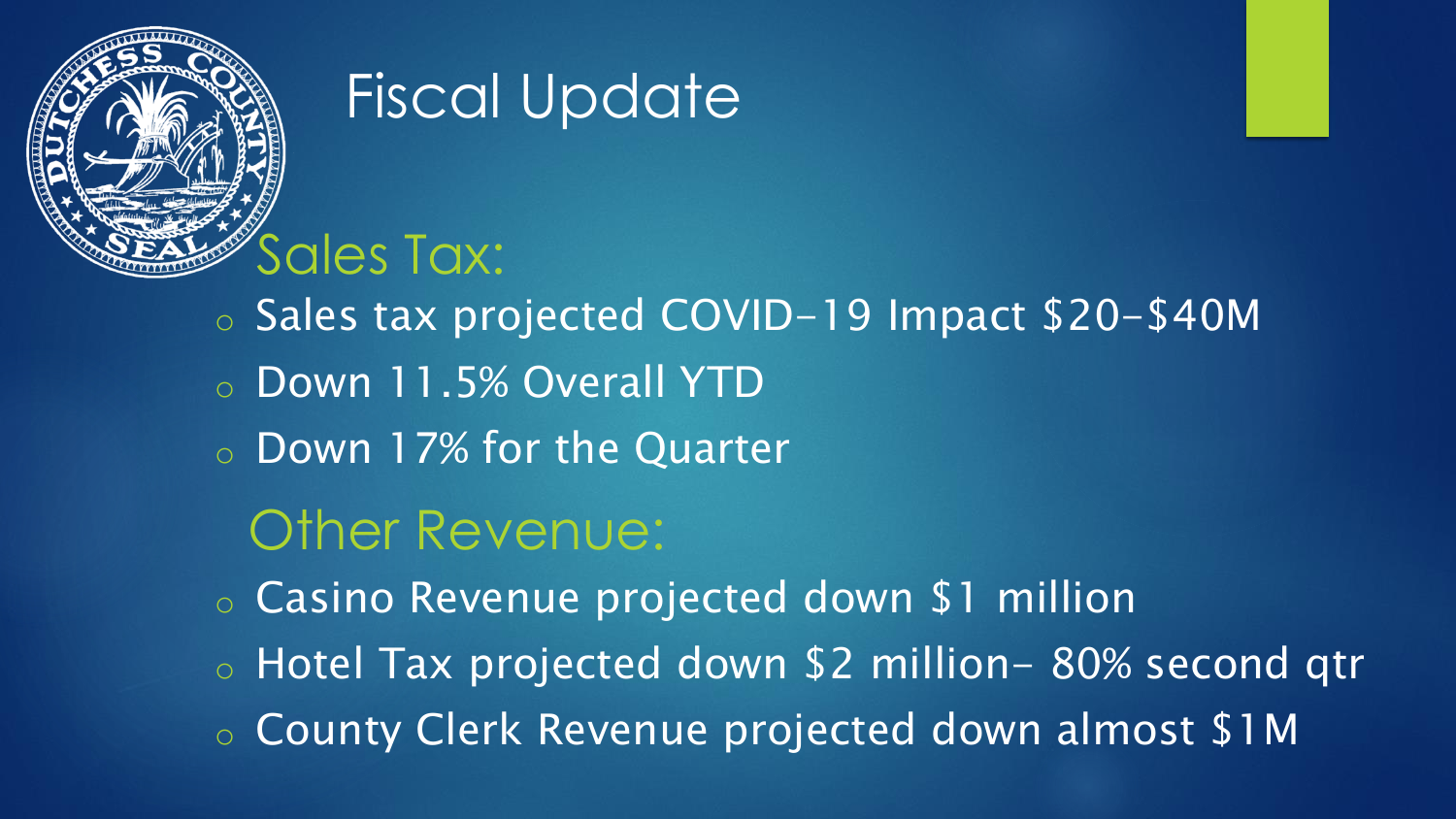# Fiscal Update

## Sales Tax:

- Sales tax projected COVID-19 Impact $20-$40M
- Down 11.5% Overall YTD
- Down 17% for the Quarter

## Other Revenue:

- Casino Revenue projected down $1 million
- Hotel Tax projected down $2 million- 80% second qtr
- County Clerk Revenue projected down almost $1M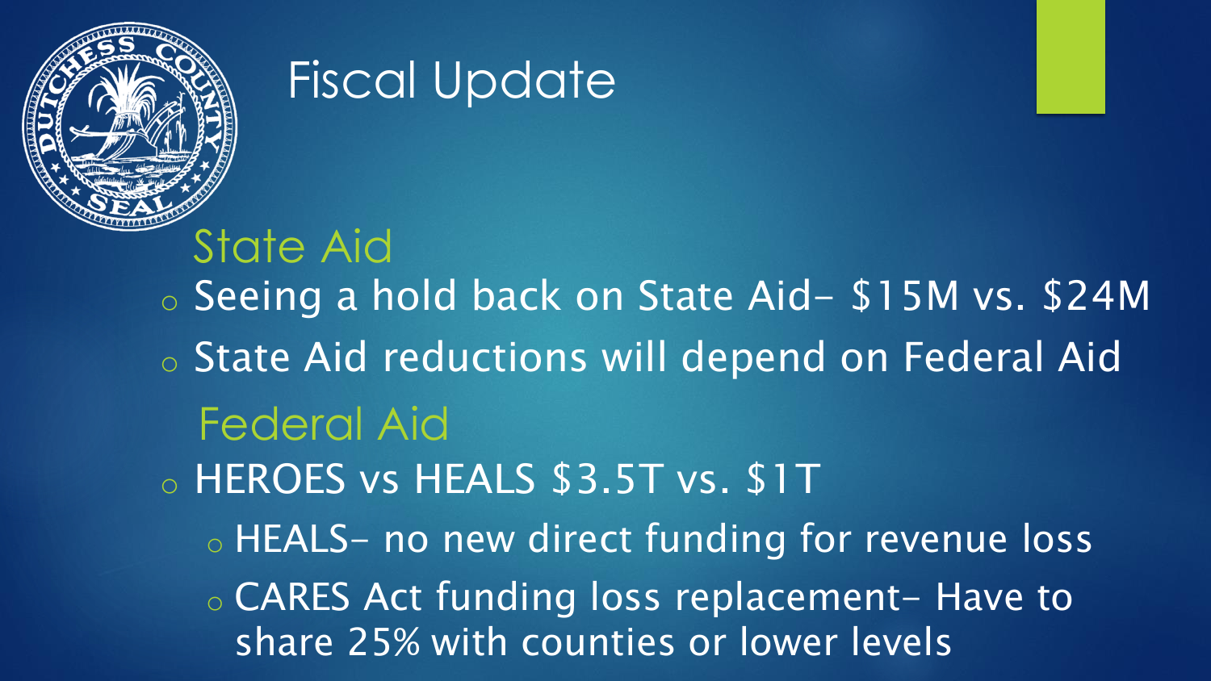# Fiscal Update

## State Aid

- Seeing a hold back on State Aid- $15M vs. $24M
- State Aid reductions will depend on Federal Aid

## Federal Aid

- HEROES vs HEALS $3.5T vs. $1T
  - HEALS- no new direct funding for revenue loss
  - CARES Act funding loss replacement- Have to share 25% with counties or lower levels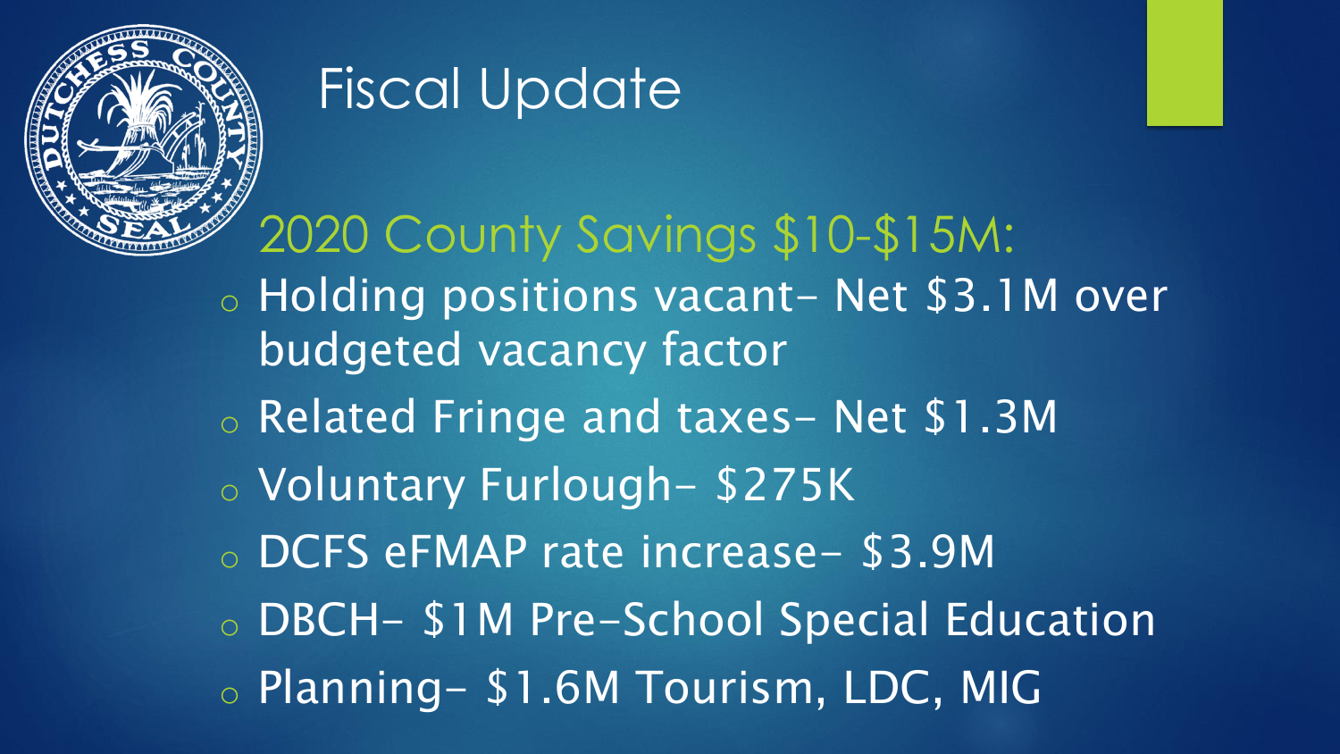# Fiscal Update

## 2020 County Savings $10-$15M:

- Holding positions vacant– Net $3.1M over budgeted vacancy factor
- Related Fringe and taxes– Net $1.3M
- Voluntary Furlough– $275K
- DCFS eFMAP rate increase– $3.9M
- DBCH– $1M Pre-School Special Education
- Planning– $1.6M Tourism, LDC, MIG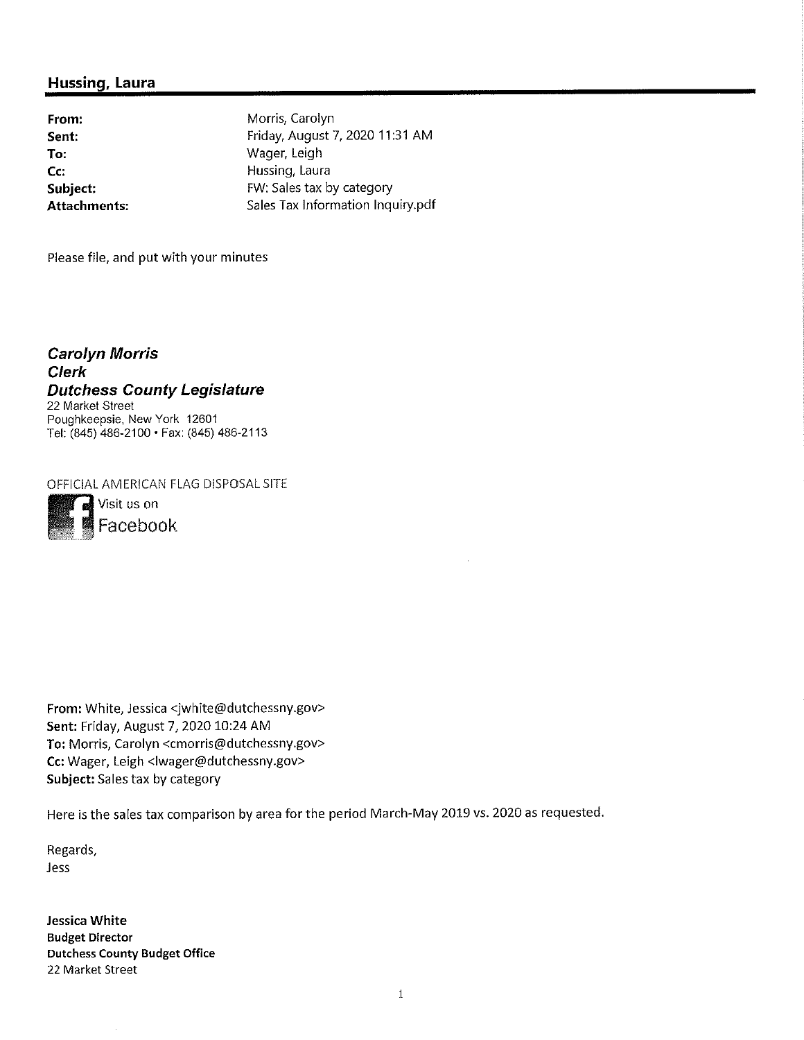## Hussing, Laura

| | |
|---|---|
| **From:** | Morris, Carolyn |
| **Sent:** | Friday, August 7, 2020 11:31 AM |
| **To:** | Wager, Leigh |
| **Cc:** | Hussing, Laura |
| **Subject:** | FW: Sales tax by category |
| **Attachments:** | Sales Tax Information Inquiry.pdf |

Please file, and put with your minutes

***Carolyn Morris***
***Clerk***
***Dutchess County Legislature***
22 Market Street
Poughkeepsie, New York 12601
Tel: (845) 486-2100 • Fax: (845) 486-2113

OFFICIAL AMERICAN FLAG DISPOSAL SITE
Visit us on Facebook

**From:** White, Jessica <jwhite@dutchessny.gov>
**Sent:** Friday, August 7, 2020 10:24 AM
**To:** Morris, Carolyn <cmorris@dutchessny.gov>
**Cc:** Wager, Leigh <lwager@dutchessny.gov>
**Subject:** Sales tax by category

Here is the sales tax comparison by area for the period March-May 2019 vs. 2020 as requested.

Regards,
Jess

**Jessica White**
**Budget Director**
**Dutchess County Budget Office**
22 Market Street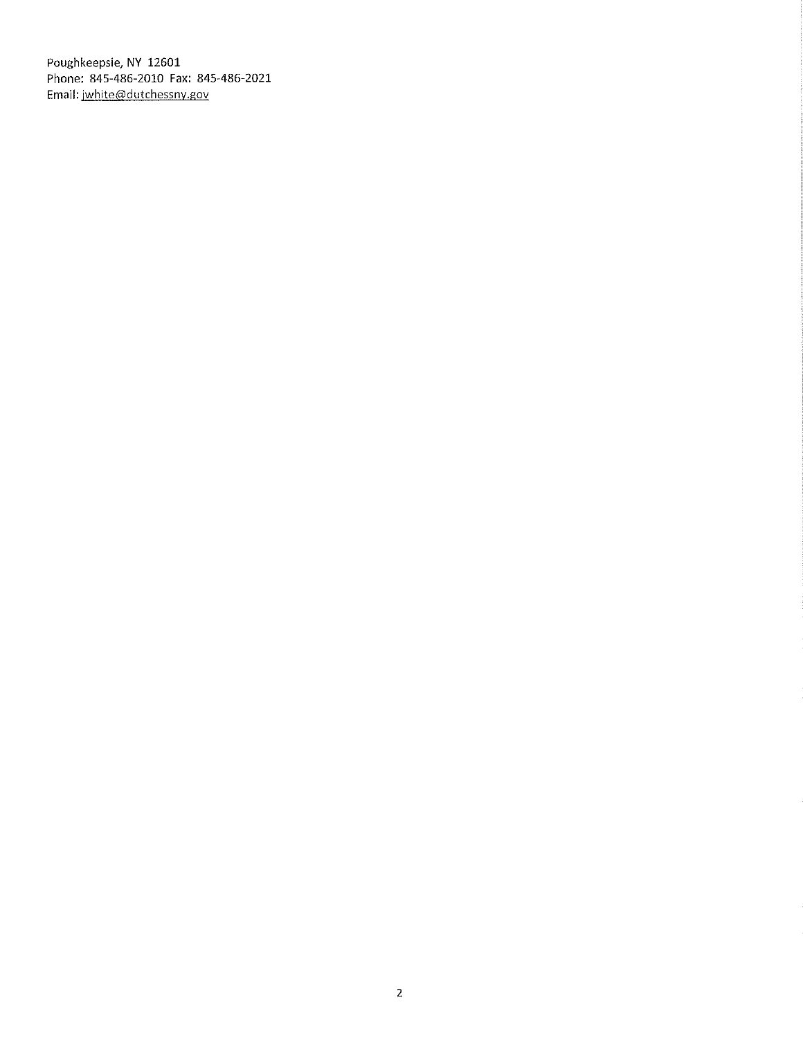Poughkeepsie, NY 12601
Phone: 845-486-2010 Fax: 845-486-2021
Email: jwhite@dutchessny.gov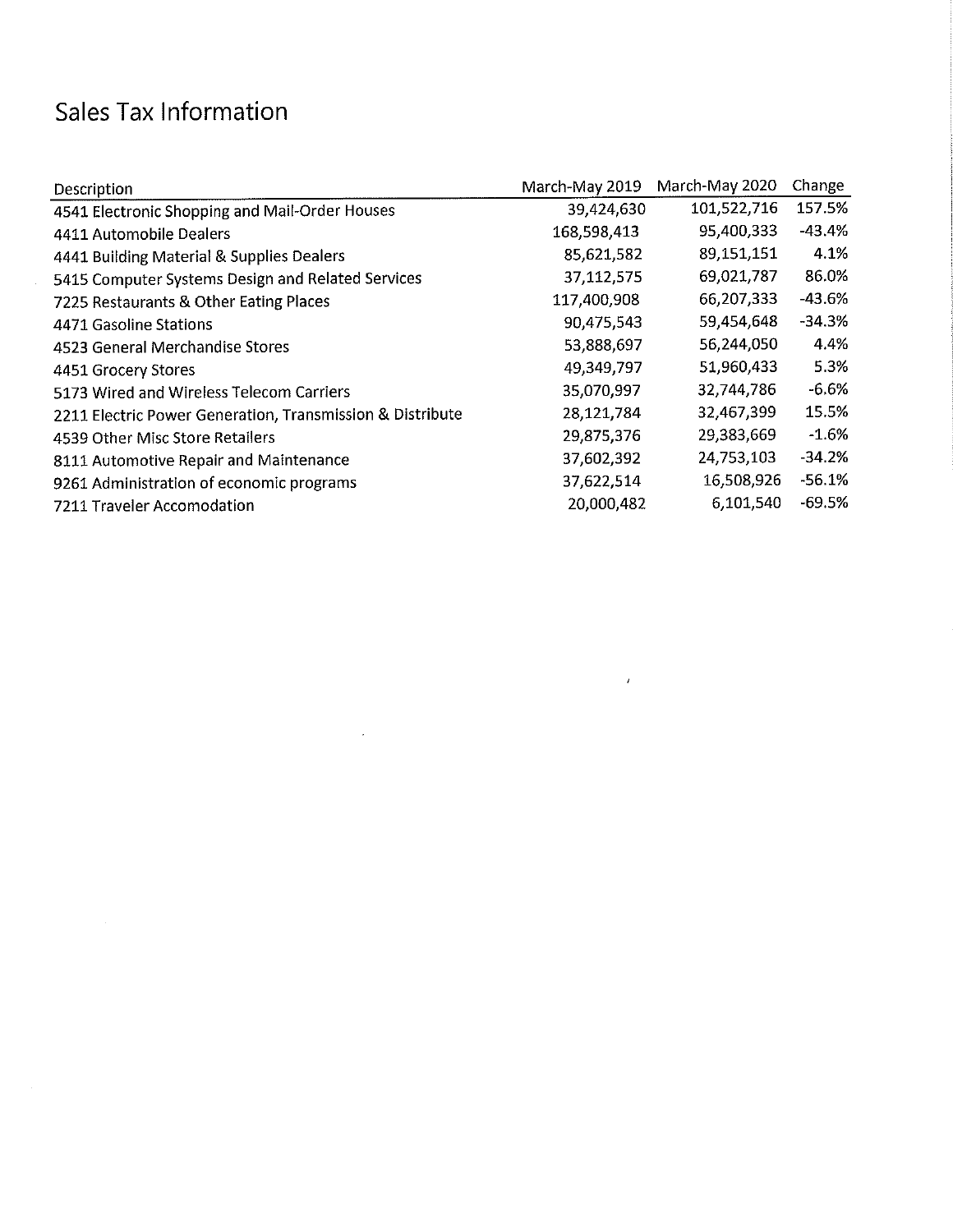# Sales Tax Information

| Description | March-May 2019 | March-May 2020 | Change |
|---|---|---|---|
| 4541 Electronic Shopping and Mail-Order Houses | 39,424,630 | 101,522,716 | 157.5% |
| 4411 Automobile Dealers | 168,598,413 | 95,400,333 | -43.4% |
| 4441 Building Material & Supplies Dealers | 85,621,582 | 89,151,151 | 4.1% |
| 5415 Computer Systems Design and Related Services | 37,112,575 | 69,021,787 | 86.0% |
| 7225 Restaurants & Other Eating Places | 117,400,908 | 66,207,333 | -43.6% |
| 4471 Gasoline Stations | 90,475,543 | 59,454,648 | -34.3% |
| 4523 General Merchandise Stores | 53,888,697 | 56,244,050 | 4.4% |
| 4451 Grocery Stores | 49,349,797 | 51,960,433 | 5.3% |
| 5173 Wired and Wireless Telecom Carriers | 35,070,997 | 32,744,786 | -6.6% |
| 2211 Electric Power Generation, Transmission & Distribute | 28,121,784 | 32,467,399 | 15.5% |
| 4539 Other Misc Store Retailers | 29,875,376 | 29,383,669 | -1.6% |
| 8111 Automotive Repair and Maintenance | 37,602,392 | 24,753,103 | -34.2% |
| 9261 Administration of economic programs | 37,622,514 | 16,508,926 | -56.1% |
| 7211 Traveler Accomodation | 20,000,482 | 6,101,540 | -69.5% |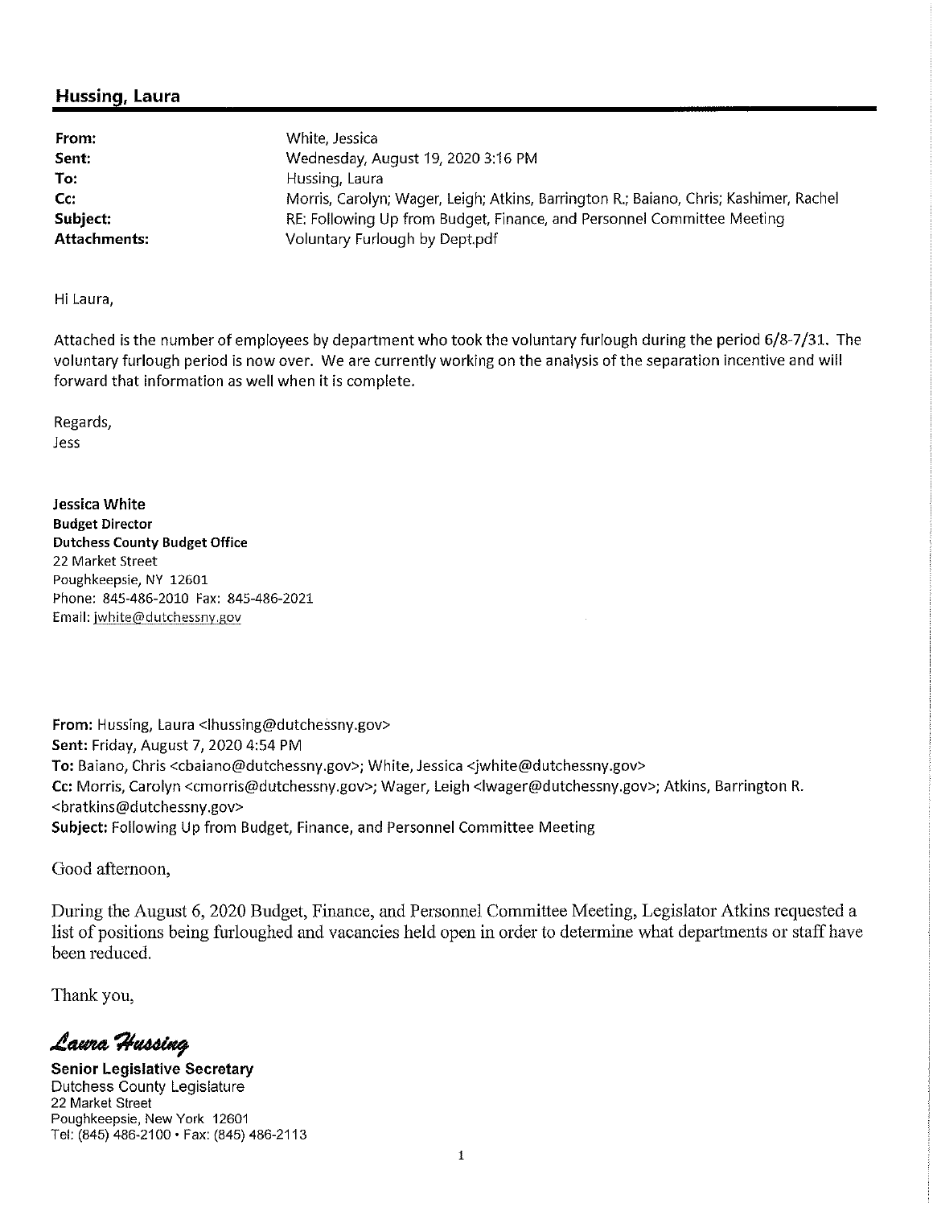## Hussing, Laura

| | |
|---|---|
| **From:** | White, Jessica |
| **Sent:** | Wednesday, August 19, 2020 3:16 PM |
| **To:** | Hussing, Laura |
| **Cc:** | Morris, Carolyn; Wager, Leigh; Atkins, Barrington R.; Baiano, Chris; Kashimer, Rachel |
| **Subject:** | RE: Following Up from Budget, Finance, and Personnel Committee Meeting |
| **Attachments:** | Voluntary Furlough by Dept.pdf |

Hi Laura,

Attached is the number of employees by department who took the voluntary furlough during the period 6/8-7/31. The voluntary furlough period is now over. We are currently working on the analysis of the separation incentive and will forward that information as well when it is complete.

Regards,
Jess

**Jessica White**
**Budget Director**
**Dutchess County Budget Office**
22 Market Street
Poughkeepsie, NY 12601
Phone: 845-486-2010 Fax: 845-486-2021
Email: jwhite@dutchessny.gov

**From:** Hussing, Laura <lhussing@dutchessny.gov>
**Sent:** Friday, August 7, 2020 4:54 PM
**To:** Baiano, Chris <cbaiano@dutchessny.gov>; White, Jessica <jwhite@dutchessny.gov>
**Cc:** Morris, Carolyn <cmorris@dutchessny.gov>; Wager, Leigh <lwager@dutchessny.gov>; Atkins, Barrington R. <bratkins@dutchessny.gov>
**Subject:** Following Up from Budget, Finance, and Personnel Committee Meeting

Good afternoon,

During the August 6, 2020 Budget, Finance, and Personnel Committee Meeting, Legislator Atkins requested a list of positions being furloughed and vacancies held open in order to determine what departments or staff have been reduced.

Thank you,

*Laura Hussing*

**Senior Legislative Secretary**
Dutchess County Legislature
22 Market Street
Poughkeepsie, New York 12601
Tel: (845) 486-2100 • Fax: (845) 486-2113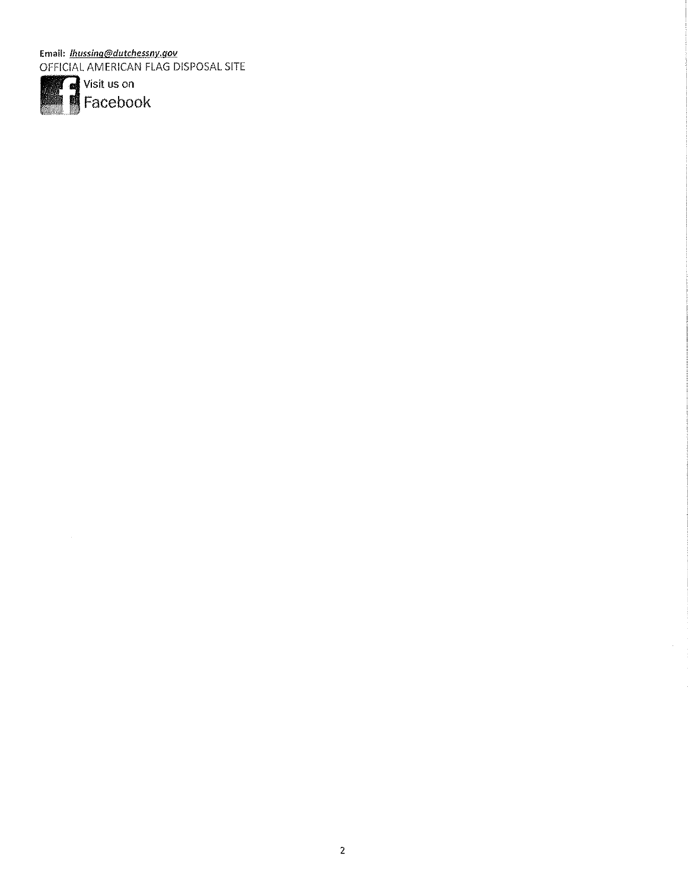**Email:** ***lhussing@dutchessny.gov***
OFFICIAL AMERICAN FLAG DISPOSAL SITE

Visit us on
Facebook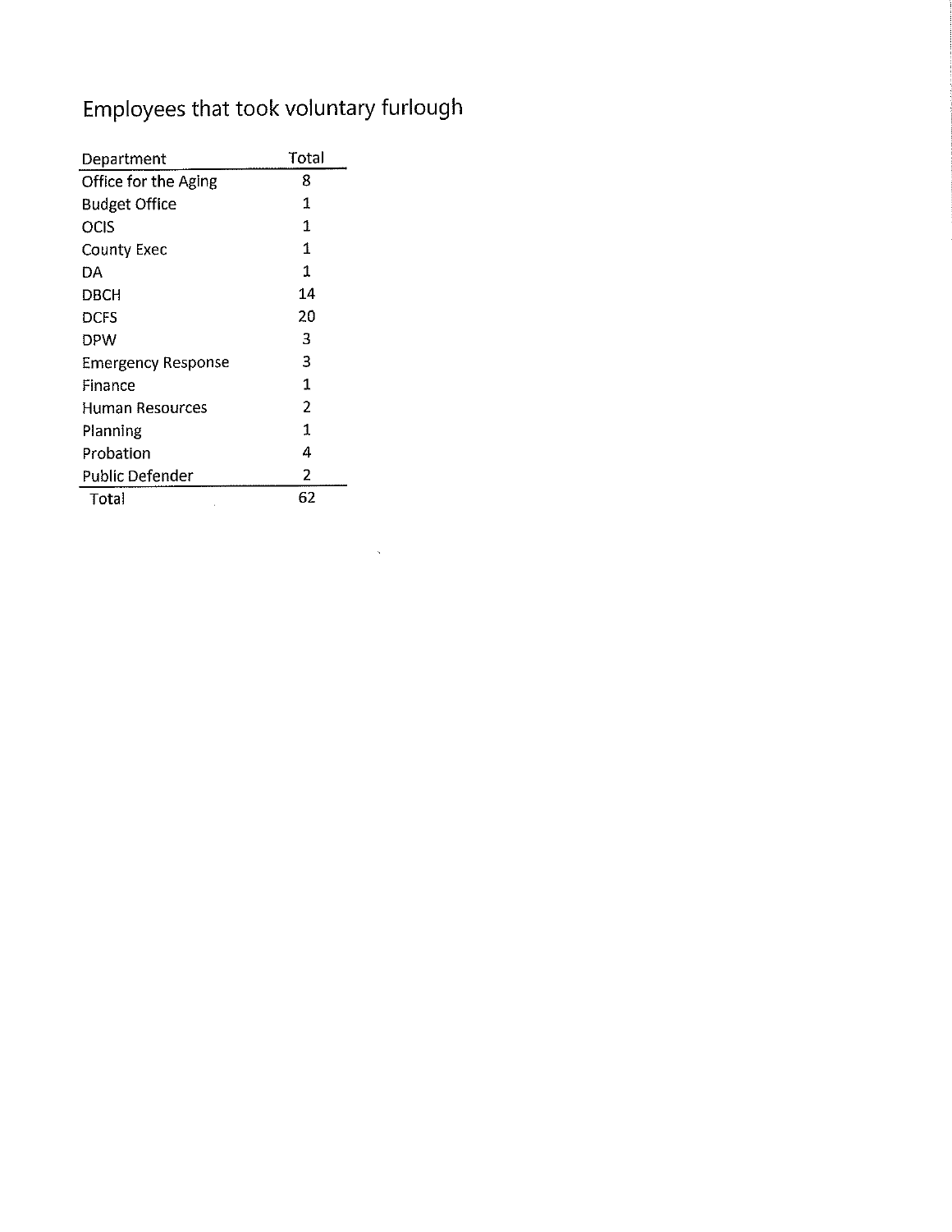# Employees that took voluntary furlough

| Department | Total |
| --- | --- |
| Office for the Aging | 8 |
| Budget Office | 1 |
| OCIS | 1 |
| County Exec | 1 |
| DA | 1 |
| DBCH | 14 |
| DCFS | 20 |
| DPW | 3 |
| Emergency Response | 3 |
| Finance | 1 |
| Human Resources | 2 |
| Planning | 1 |
| Probation | 4 |
| Public Defender | 2 |
| Total | 62 |